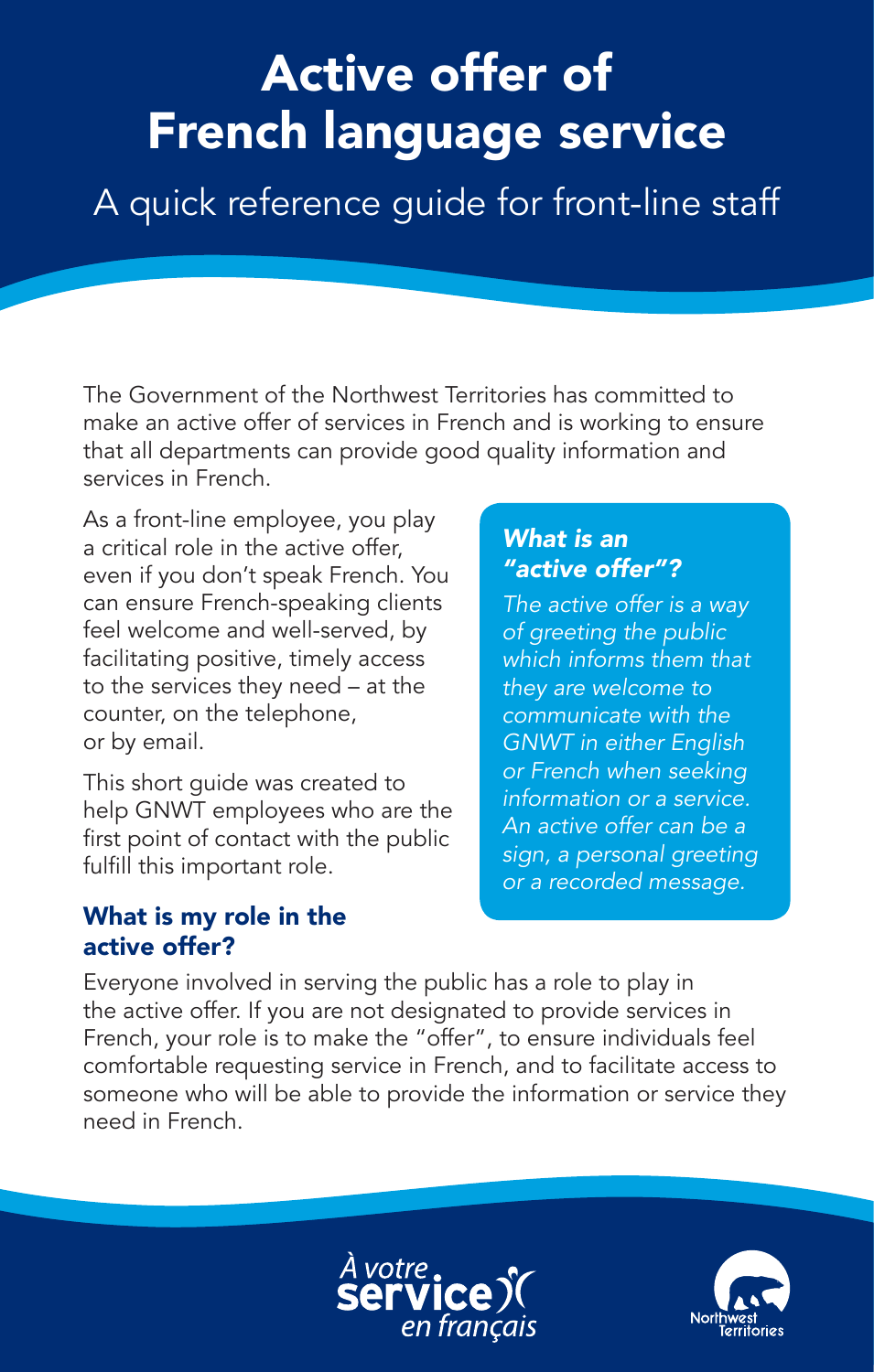# Active offer of French language service

## A quick reference guide for front-line staff

The Government of the Northwest Territories has committed to make an active offer of services in French and is working to ensure that all departments can provide good quality information and services in French.

As a front-line employee, you play a critical role in the active offer, even if you don't speak French. You can ensure French-speaking clients feel welcome and well-served, by facilitating positive, timely access to the services they need – at the counter, on the telephone, or by email.

This short guide was created to help GNWT employees who are the first point of contact with the public fulfill this important role.

### *What is an "active offer"?*

*The active offer is a way of greeting the public which informs them that they are welcome to communicate with the GNWT in either English or French when seeking information or a service. An active offer can be a sign, a personal greeting or a recorded message.*

### What is my role in the active offer?

Everyone involved in serving the public has a role to play in the active offer. If you are not designated to provide services in French, your role is to make the "offer", to ensure individuals feel comfortable requesting service in French, and to facilitate access to someone who will be able to provide the information or service they need in French.

À votre service en français

Northwest Territories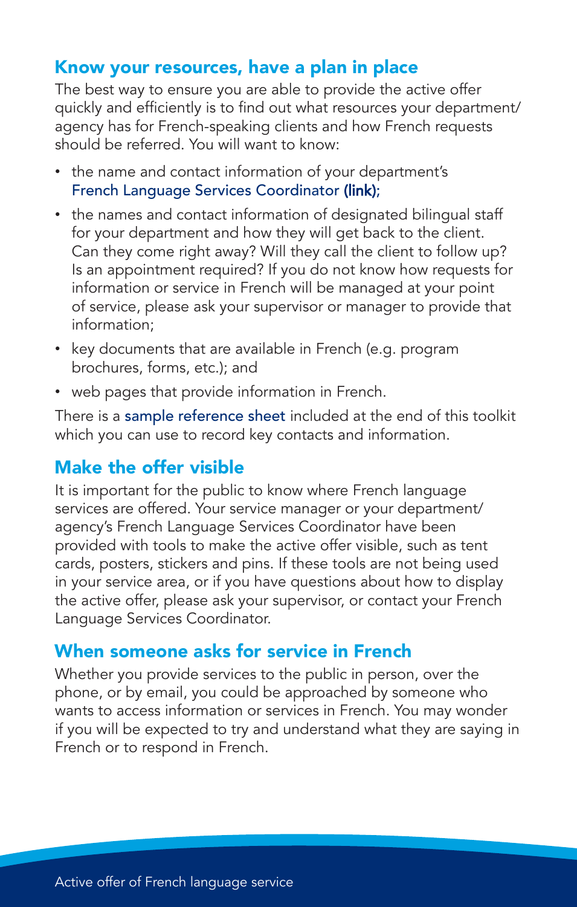## Know your resources, have a plan in place

The best way to ensure you are able to provide the active offer quickly and efficiently is to find out what resources your department/agency has for French-speaking clients and how French requests should be referred. You will want to know:

- the name and contact information of your department's French Language Services Coordinator **(link)**;
- the names and contact information of designated bilingual staff for your department and how they will get back to the client. Can they come right away? Will they call the client to follow up? Is an appointment required? If you do not know how requests for information or service in French will be managed at your point of service, please ask your supervisor or manager to provide that information;
- key documents that are available in French (e.g. program brochures, forms, etc.); and
- web pages that provide information in French.

There is a sample reference sheet included at the end of this toolkit which you can use to record key contacts and information.

## Make the offer visible

It is important for the public to know where French language services are offered. Your service manager or your department/agency's French Language Services Coordinator have been provided with tools to make the active offer visible, such as tent cards, posters, stickers and pins. If these tools are not being used in your service area, or if you have questions about how to display the active offer, please ask your supervisor, or contact your French Language Services Coordinator.

## When someone asks for service in French

Whether you provide services to the public in person, over the phone, or by email, you could be approached by someone who wants to access information or services in French. You may wonder if you will be expected to try and understand what they are saying in French or to respond in French.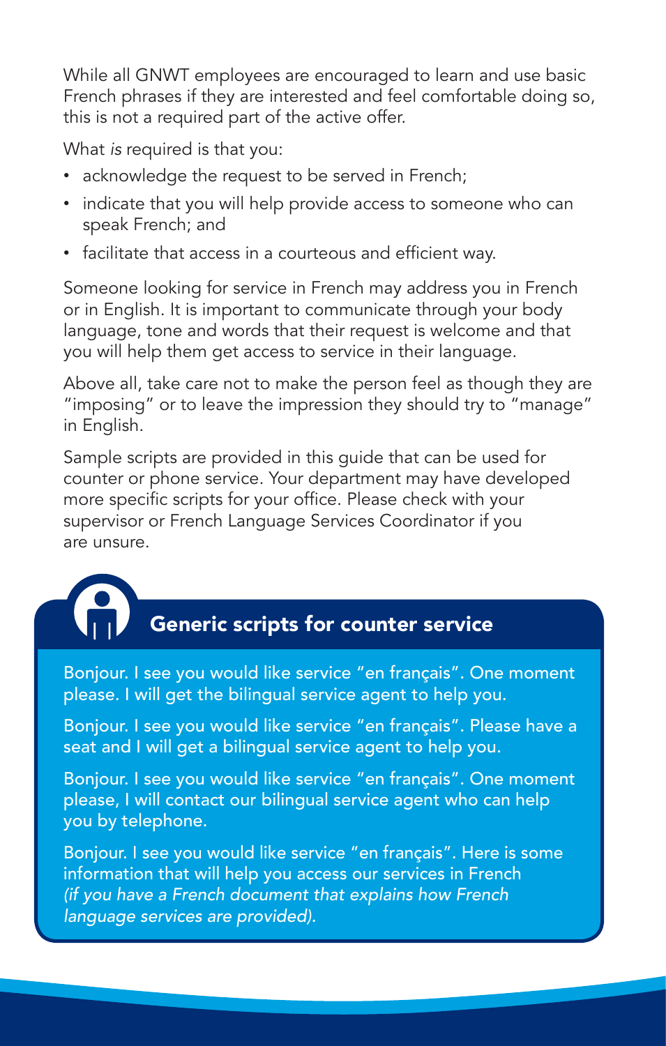While all GNWT employees are encouraged to learn and use basic French phrases if they are interested and feel comfortable doing so, this is not a required part of the active offer.

What *is* required is that you:

- acknowledge the request to be served in French;
- indicate that you will help provide access to someone who can speak French; and
- facilitate that access in a courteous and efficient way.

Someone looking for service in French may address you in French or in English. It is important to communicate through your body language, tone and words that their request is welcome and that you will help them get access to service in their language.

Above all, take care not to make the person feel as though they are "imposing" or to leave the impression they should try to "manage" in English.

Sample scripts are provided in this guide that can be used for counter or phone service. Your department may have developed more specific scripts for your office. Please check with your supervisor or French Language Services Coordinator if you are unsure.

## Generic scripts for counter service

Bonjour. I see you would like service "en français". One moment please. I will get the bilingual service agent to help you.

Bonjour. I see you would like service "en français". Please have a seat and I will get a bilingual service agent to help you.

Bonjour. I see you would like service "en français". One moment please, I will contact our bilingual service agent who can help you by telephone.

Bonjour. I see you would like service "en français". Here is some information that will help you access our services in French *(if you have a French document that explains how French language services are provided).*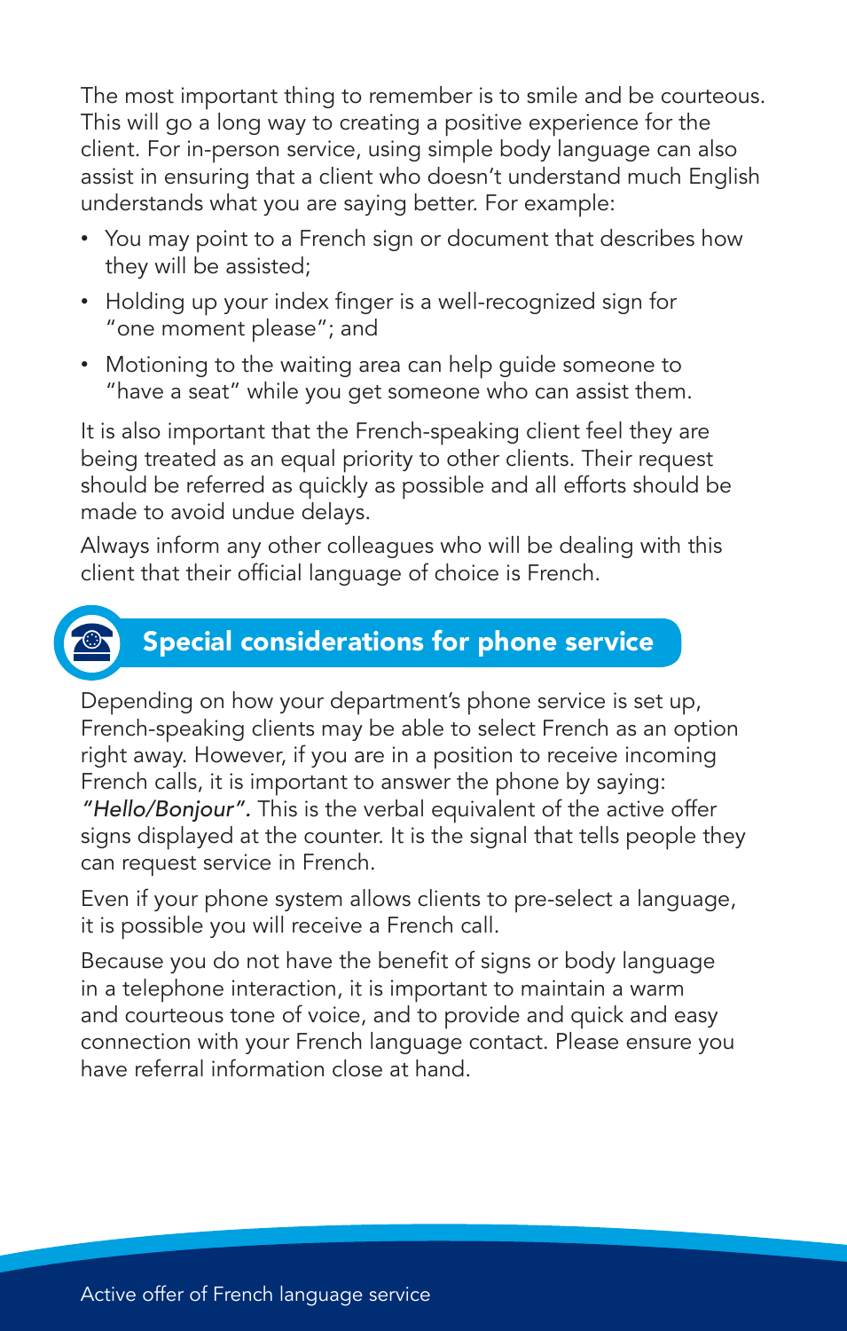The most important thing to remember is to smile and be courteous. This will go a long way to creating a positive experience for the client. For in-person service, using simple body language can also assist in ensuring that a client who doesn't understand much English understands what you are saying better. For example:

- You may point to a French sign or document that describes how they will be assisted;
- Holding up your index finger is a well-recognized sign for "one moment please"; and
- Motioning to the waiting area can help guide someone to "have a seat" while you get someone who can assist them.

It is also important that the French-speaking client feel they are being treated as an equal priority to other clients. Their request should be referred as quickly as possible and all efforts should be made to avoid undue delays.

Always inform any other colleagues who will be dealing with this client that their official language of choice is French.

## Special considerations for phone service

Depending on how your department's phone service is set up, French-speaking clients may be able to select French as an option right away. However, if you are in a position to receive incoming French calls, it is important to answer the phone by saying: *"Hello/Bonjour".* This is the verbal equivalent of the active offer signs displayed at the counter. It is the signal that tells people they can request service in French.

Even if your phone system allows clients to pre-select a language, it is possible you will receive a French call.

Because you do not have the benefit of signs or body language in a telephone interaction, it is important to maintain a warm and courteous tone of voice, and to provide and quick and easy connection with your French language contact. Please ensure you have referral information close at hand.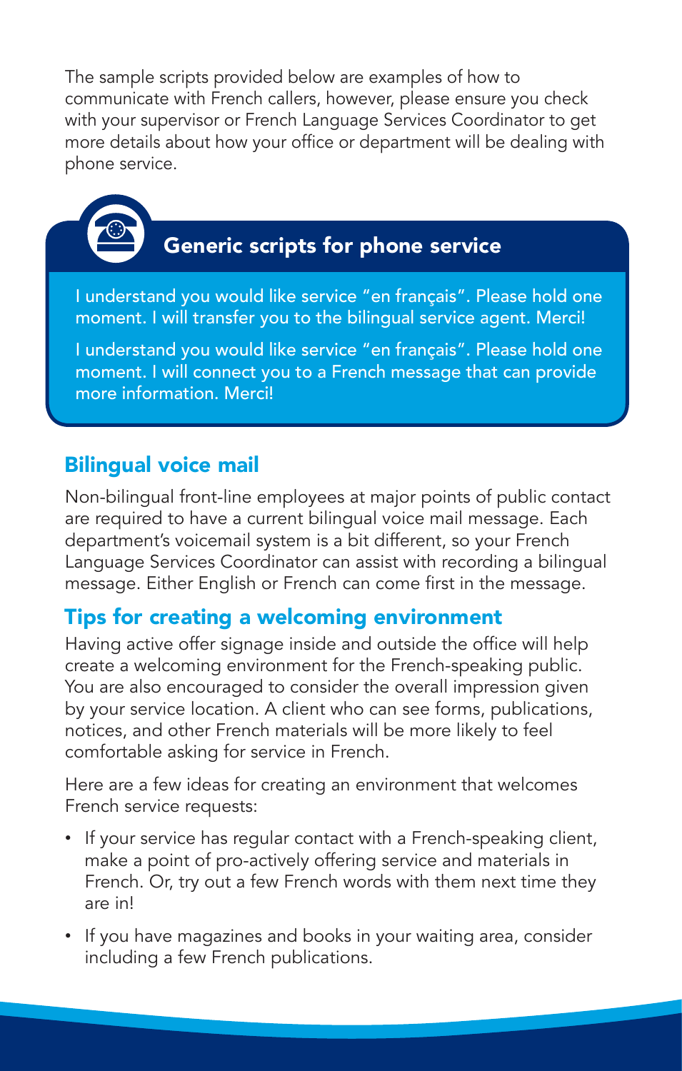The sample scripts provided below are examples of how to communicate with French callers, however, please ensure you check with your supervisor or French Language Services Coordinator to get more details about how your office or department will be dealing with phone service.

## Generic scripts for phone service

I understand you would like service "en français". Please hold one moment. I will transfer you to the bilingual service agent. Merci!

I understand you would like service "en français". Please hold one moment. I will connect you to a French message that can provide more information. Merci!

## Bilingual voice mail

Non-bilingual front-line employees at major points of public contact are required to have a current bilingual voice mail message. Each department's voicemail system is a bit different, so your French Language Services Coordinator can assist with recording a bilingual message. Either English or French can come first in the message.

## Tips for creating a welcoming environment

Having active offer signage inside and outside the office will help create a welcoming environment for the French-speaking public. You are also encouraged to consider the overall impression given by your service location. A client who can see forms, publications, notices, and other French materials will be more likely to feel comfortable asking for service in French.

Here are a few ideas for creating an environment that welcomes French service requests:

- If your service has regular contact with a French-speaking client, make a point of pro-actively offering service and materials in French. Or, try out a few French words with them next time they are in!
- If you have magazines and books in your waiting area, consider including a few French publications.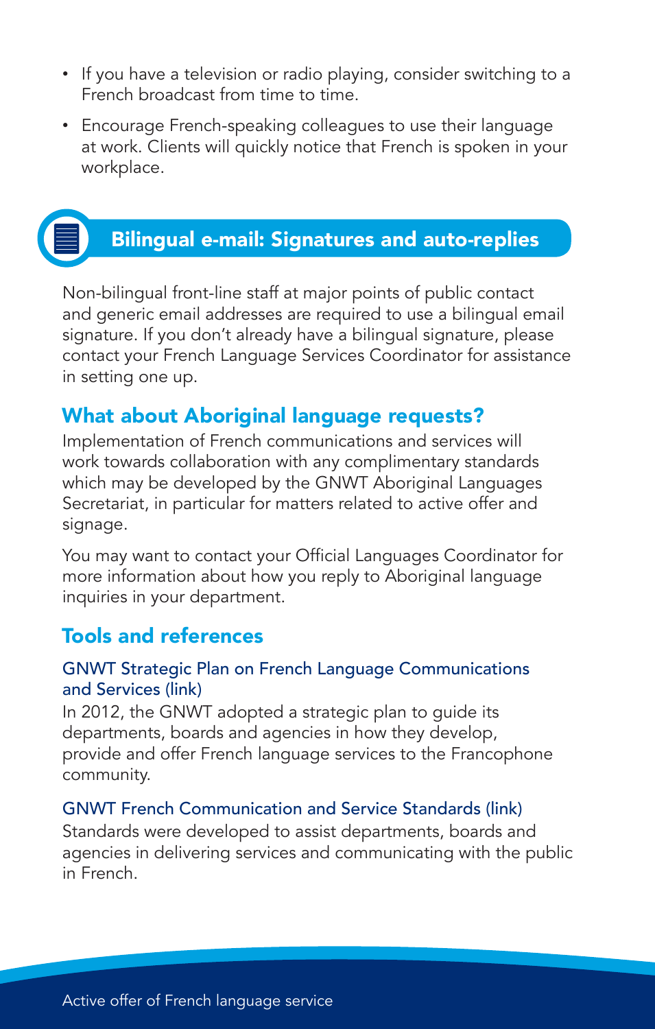- If you have a television or radio playing, consider switching to a French broadcast from time to time.
- Encourage French-speaking colleagues to use their language at work. Clients will quickly notice that French is spoken in your workplace.

## Bilingual e-mail: Signatures and auto-replies

Non-bilingual front-line staff at major points of public contact and generic email addresses are required to use a bilingual email signature. If you don't already have a bilingual signature, please contact your French Language Services Coordinator for assistance in setting one up.

## What about Aboriginal language requests?

Implementation of French communications and services will work towards collaboration with any complimentary standards which may be developed by the GNWT Aboriginal Languages Secretariat, in particular for matters related to active offer and signage.

You may want to contact your Official Languages Coordinator for more information about how you reply to Aboriginal language inquiries in your department.

## Tools and references

### GNWT Strategic Plan on French Language Communications and Services (link)

In 2012, the GNWT adopted a strategic plan to guide its departments, boards and agencies in how they develop, provide and offer French language services to the Francophone community.

### GNWT French Communication and Service Standards (link)

Standards were developed to assist departments, boards and agencies in delivering services and communicating with the public in French.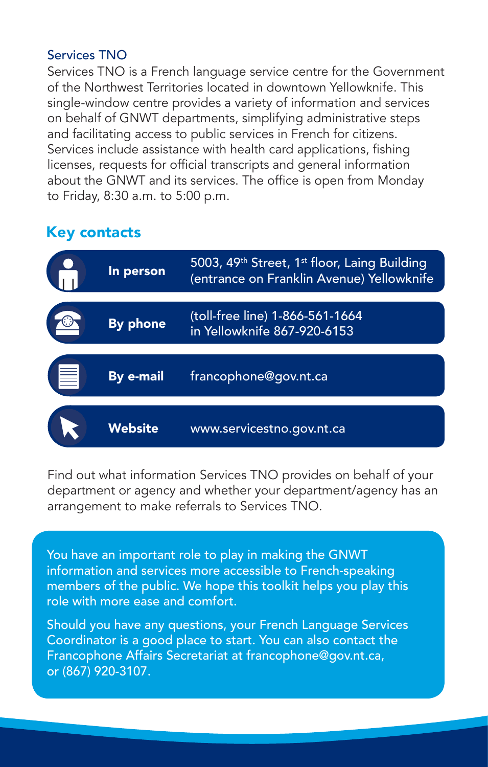### Services TNO

Services TNO is a French language service centre for the Government of the Northwest Territories located in downtown Yellowknife. This single-window centre provides a variety of information and services on behalf of GNWT departments, simplifying administrative steps and facilitating access to public services in French for citizens. Services include assistance with health card applications, fishing licenses, requests for official transcripts and general information about the GNWT and its services. The office is open from Monday to Friday, 8:30 a.m. to 5:00 p.m.

## Key contacts

| | |
|---|---|
| **In person** | 5003, 49th Street, 1st floor, Laing Building (entrance on Franklin Avenue) Yellowknife |
| **By phone** | (toll-free line) 1-866-561-1664<br>in Yellowknife 867-920-6153 |
| **By e-mail** | francophone@gov.nt.ca |
| **Website** | www.servicestno.gov.nt.ca |

Find out what information Services TNO provides on behalf of your department or agency and whether your department/agency has an arrangement to make referrals to Services TNO.

You have an important role to play in making the GNWT information and services more accessible to French-speaking members of the public. We hope this toolkit helps you play this role with more ease and comfort.

Should you have any questions, your French Language Services Coordinator is a good place to start. You can also contact the Francophone Affairs Secretariat at francophone@gov.nt.ca, or (867) 920-3107.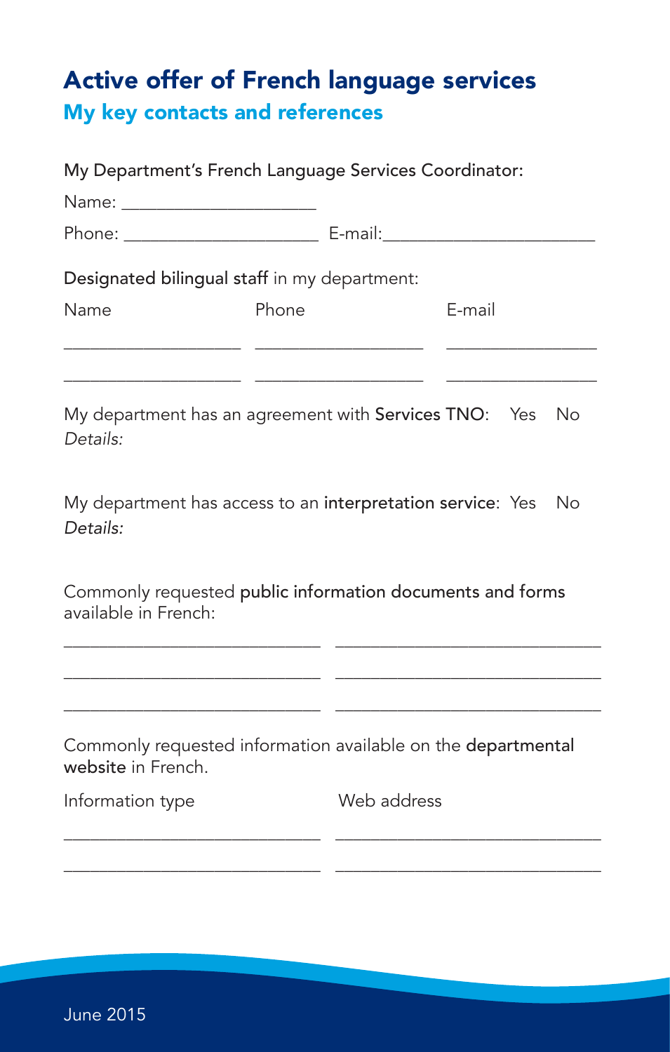# Active offer of French language services

## My key contacts and references

My Department's French Language Services Coordinator:

Name: ____________________

Phone: ____________________ E-mail:______________________

**Designated bilingual staff** in my department:

| Name | Phone | E-mail |
|---|---|---|
| __________________ | _________________ | ________________ |
| __________________ | _________________ | ________________ |

My department has an agreement with **Services TNO**: Yes No

*Details:*

My department has access to an **interpretation service**: Yes No

*Details:*

Commonly requested **public information documents and forms** available in French:

| | |
|---|---|
| ___________________________ | ____________________________ |
| ___________________________ | ____________________________ |
| ___________________________ | ____________________________ |

Commonly requested information available on the **departmental website** in French.

| Information type | Web address |
|---|---|
| ___________________________ | ____________________________ |
| ___________________________ | ____________________________ |

June 2015